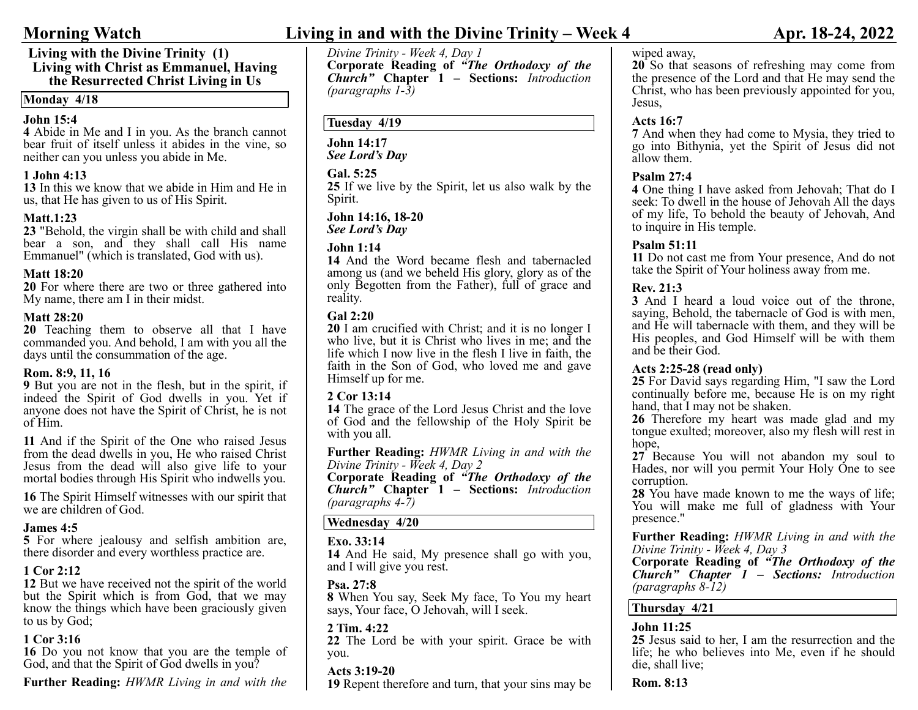# Morning Watch — Living in and with the Divine Trinity – Week 4 — Apr. 18-24, 2022

## Living with the Divine Trinity (1) Living with Christ as Emmanuel, Having the Resurrected Christ Living in Us

### Monday 4/18

**John 15:4**
**4** Abide in Me and I in you. As the branch cannot bear fruit of itself unless it abides in the vine, so neither can you unless you abide in Me.

**1 John 4:13**
**13** In this we know that we abide in Him and He in us, that He has given to us of His Spirit.

**Matt.1:23**
**23** "Behold, the virgin shall be with child and shall bear a son, and they shall call His name Emmanuel" (which is translated, God with us).

**Matt 18:20**
**20** For where there are two or three gathered into My name, there am I in their midst.

**Matt 28:20**
**20** Teaching them to observe all that I have commanded you. And behold, I am with you all the days until the consummation of the age.

**Rom. 8:9, 11, 16**
**9** But you are not in the flesh, but in the spirit, if indeed the Spirit of God dwells in you. Yet if anyone does not have the Spirit of Christ, he is not of Him.

**11** And if the Spirit of the One who raised Jesus from the dead dwells in you, He who raised Christ Jesus from the dead will also give life to your mortal bodies through His Spirit who indwells you.

**16** The Spirit Himself witnesses with our spirit that we are children of God.

**James 4:5**
**5** For where jealousy and selfish ambition are, there disorder and every worthless practice are.

**1 Cor 2:12**
**12** But we have received not the spirit of the world but the Spirit which is from God, that we may know the things which have been graciously given to us by God;

**1 Cor 3:16**
**16** Do you not know that you are the temple of God, and that the Spirit of God dwells in you?

**Further Reading:** *HWMR Living in and with the Divine Trinity - Week 4, Day 1*
**Corporate Reading of *"The Orthodoxy of the Church"* Chapter 1 – Sections:** *Introduction (paragraphs 1-3)*

### Tuesday 4/19

**John 14:17**
***See Lord's Day***

**Gal. 5:25**
**25** If we live by the Spirit, let us also walk by the Spirit.

**John 14:16, 18-20**
***See Lord's Day***

**John 1:14**
**14** And the Word became flesh and tabernacled among us (and we beheld His glory, glory as of the only Begotten from the Father), full of grace and reality.

**Gal 2:20**
**20** I am crucified with Christ; and it is no longer I who live, but it is Christ who lives in me; and the life which I now live in the flesh I live in faith, the faith in the Son of God, who loved me and gave Himself up for me.

**2 Cor 13:14**
**14** The grace of the Lord Jesus Christ and the love of God and the fellowship of the Holy Spirit be with you all.

**Further Reading:** *HWMR Living in and with the Divine Trinity - Week 4, Day 2*
**Corporate Reading of *"The Orthodoxy of the Church"* Chapter 1 – Sections:** *Introduction (paragraphs 4-7)*

### Wednesday 4/20

**Exo. 33:14**
**14** And He said, My presence shall go with you, and I will give you rest.

**Psa. 27:8**
**8** When You say, Seek My face, To You my heart says, Your face, O Jehovah, will I seek.

**2 Tim. 4:22**
**22** The Lord be with your spirit. Grace be with you.

**Acts 3:19-20**
**19** Repent therefore and turn, that your sins may be wiped away,
**20** So that seasons of refreshing may come from the presence of the Lord and that He may send the Christ, who has been previously appointed for you, Jesus,

**Acts 16:7**
**7** And when they had come to Mysia, they tried to go into Bithynia, yet the Spirit of Jesus did not allow them.

**Psalm 27:4**
**4** One thing I have asked from Jehovah; That do I seek: To dwell in the house of Jehovah All the days of my life, To behold the beauty of Jehovah, And to inquire in His temple.

**Psalm 51:11**
**11** Do not cast me from Your presence, And do not take the Spirit of Your holiness away from me.

**Rev. 21:3**
**3** And I heard a loud voice out of the throne, saying, Behold, the tabernacle of God is with men, and He will tabernacle with them, and they will be His peoples, and God Himself will be with them and be their God.

**Acts 2:25-28 (read only)**
**25** For David says regarding Him, "I saw the Lord continually before me, because He is on my right hand, that I may not be shaken.
**26** Therefore my heart was made glad and my tongue exulted; moreover, also my flesh will rest in hope,
**27** Because You will not abandon my soul to Hades, nor will you permit Your Holy One to see corruption.
**28** You have made known to me the ways of life; You will make me full of gladness with Your presence."

**Further Reading:** *HWMR Living in and with the Divine Trinity - Week 4, Day 3*
**Corporate Reading of *"The Orthodoxy of the Church" Chapter 1 – Sections:*** *Introduction (paragraphs 8-12)*

### Thursday 4/21

**John 11:25**
**25** Jesus said to her, I am the resurrection and the life; he who believes into Me, even if he should die, shall live;

**Rom. 8:13**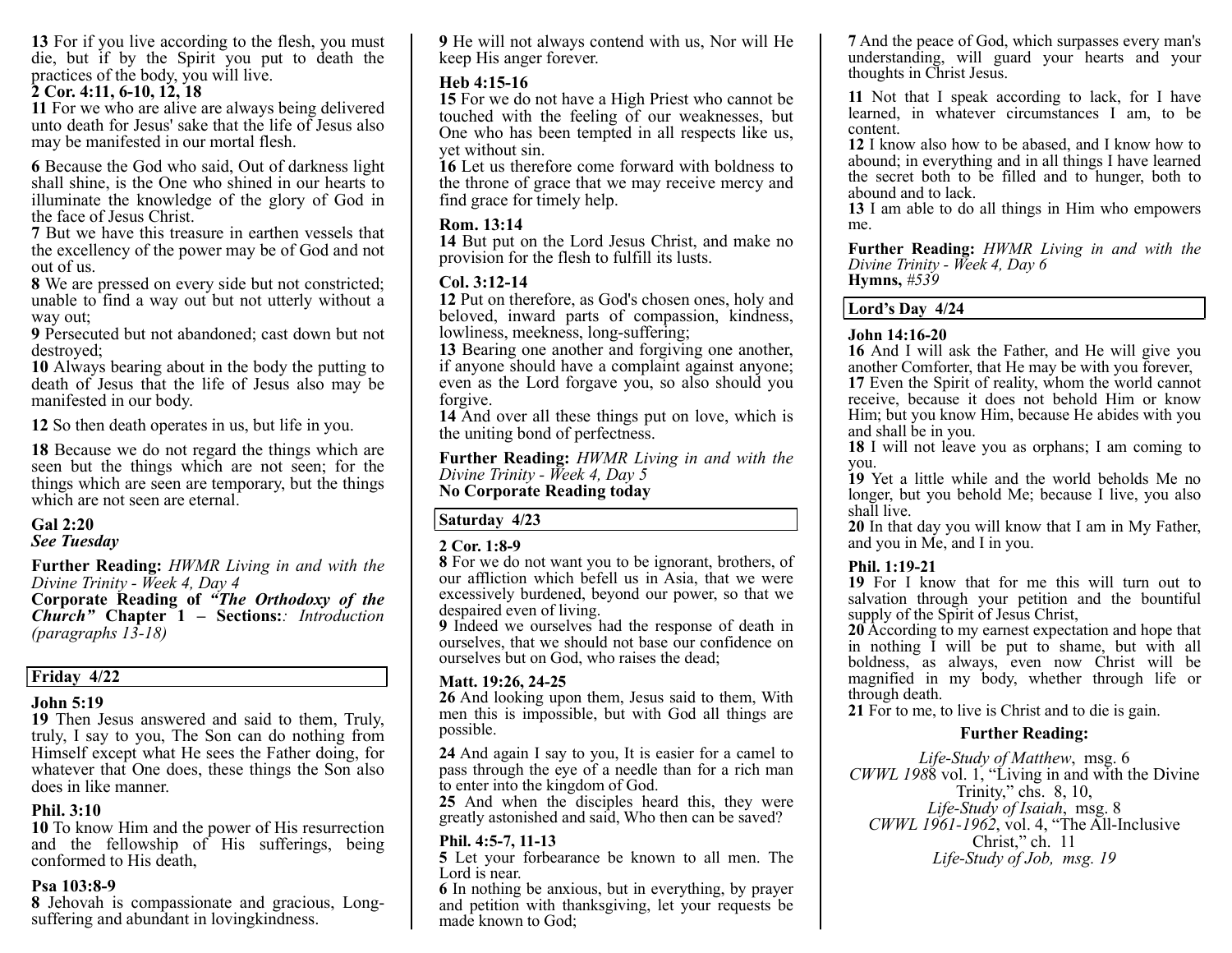**13** For if you live according to the flesh, you must die, but if by the Spirit you put to death the practices of the body, you will live.

**2 Cor. 4:11, 6-10, 12, 18**

**11** For we who are alive are always being delivered unto death for Jesus' sake that the life of Jesus also may be manifested in our mortal flesh.

**6** Because the God who said, Out of darkness light shall shine, is the One who shined in our hearts to illuminate the knowledge of the glory of God in the face of Jesus Christ.

**7** But we have this treasure in earthen vessels that the excellency of the power may be of God and not out of us.

**8** We are pressed on every side but not constricted; unable to find a way out but not utterly without a way out;

**9** Persecuted but not abandoned; cast down but not destroyed;

**10** Always bearing about in the body the putting to death of Jesus that the life of Jesus also may be manifested in our body.

**12** So then death operates in us, but life in you.

**18** Because we do not regard the things which are seen but the things which are not seen; for the things which are seen are temporary, but the things which are not seen are eternal.

**Gal 2:20**

***See Tuesday***

**Further Reading:** *HWMR Living in and with the Divine Trinity - Week 4, Day 4*

**Corporate Reading of *"The Orthodoxy of the Church"* Chapter 1 – Sections:** *: Introduction (paragraphs 13-18)*

## Friday 4/22

**John 5:19**

**19** Then Jesus answered and said to them, Truly, truly, I say to you, The Son can do nothing from Himself except what He sees the Father doing, for whatever that One does, these things the Son also does in like manner.

**Phil. 3:10**

**10** To know Him and the power of His resurrection and the fellowship of His sufferings, being conformed to His death,

**Psa 103:8-9**

**8** Jehovah is compassionate and gracious, Long-suffering and abundant in lovingkindness.

**9** He will not always contend with us, Nor will He keep His anger forever.

**Heb 4:15-16**

**15** For we do not have a High Priest who cannot be touched with the feeling of our weaknesses, but One who has been tempted in all respects like us, yet without sin.

**16** Let us therefore come forward with boldness to the throne of grace that we may receive mercy and find grace for timely help.

**Rom. 13:14**

**14** But put on the Lord Jesus Christ, and make no provision for the flesh to fulfill its lusts.

**Col. 3:12-14**

**12** Put on therefore, as God's chosen ones, holy and beloved, inward parts of compassion, kindness, lowliness, meekness, long-suffering;

**13** Bearing one another and forgiving one another, if anyone should have a complaint against anyone; even as the Lord forgave you, so also should you forgive.

**14** And over all these things put on love, which is the uniting bond of perfectness.

**Further Reading:** *HWMR Living in and with the Divine Trinity - Week 4, Day 5*

**No Corporate Reading today**

## Saturday 4/23

**2 Cor. 1:8-9**

**8** For we do not want you to be ignorant, brothers, of our affliction which befell us in Asia, that we were excessively burdened, beyond our power, so that we despaired even of living.

**9** Indeed we ourselves had the response of death in ourselves, that we should not base our confidence on ourselves but on God, who raises the dead;

**Matt. 19:26, 24-25**

**26** And looking upon them, Jesus said to them, With men this is impossible, but with God all things are possible.

**24** And again I say to you, It is easier for a camel to pass through the eye of a needle than for a rich man to enter into the kingdom of God.

**25** And when the disciples heard this, they were greatly astonished and said, Who then can be saved?

**Phil. 4:5-7, 11-13**

**5** Let your forbearance be known to all men. The Lord is near.

**6** In nothing be anxious, but in everything, by prayer and petition with thanksgiving, let your requests be made known to God;

**7** And the peace of God, which surpasses every man's understanding, will guard your hearts and your thoughts in Christ Jesus.

**11** Not that I speak according to lack, for I have learned, in whatever circumstances I am, to be content.

**12** I know also how to be abased, and I know how to abound; in everything and in all things I have learned the secret both to be filled and to hunger, both to abound and to lack.

**13** I am able to do all things in Him who empowers me.

**Further Reading:** *HWMR Living in and with the Divine Trinity - Week 4, Day 6*

**Hymns,** *#539*

## Lord's Day 4/24

**John 14:16-20**

**16** And I will ask the Father, and He will give you another Comforter, that He may be with you forever,

**17** Even the Spirit of reality, whom the world cannot receive, because it does not behold Him or know Him; but you know Him, because He abides with you and shall be in you.

**18** I will not leave you as orphans; I am coming to you.

**19** Yet a little while and the world beholds Me no longer, but you behold Me; because I live, you also shall live.

**20** In that day you will know that I am in My Father, and you in Me, and I in you.

**Phil. 1:19-21**

**19** For I know that for me this will turn out to salvation through your petition and the bountiful supply of the Spirit of Jesus Christ,

**20** According to my earnest expectation and hope that in nothing I will be put to shame, but with all boldness, as always, even now Christ will be magnified in my body, whether through life or through death.

**21** For to me, to live is Christ and to die is gain.

### Further Reading:

*Life-Study of Matthew*, msg. 6

*CWWL 1988* vol. 1, "Living in and with the Divine Trinity," chs. 8, 10,

*Life-Study of Isaiah*, msg. 8

*CWWL 1961-1962*, vol. 4, "The All-Inclusive Christ," ch. 11

*Life-Study of Job, msg. 19*